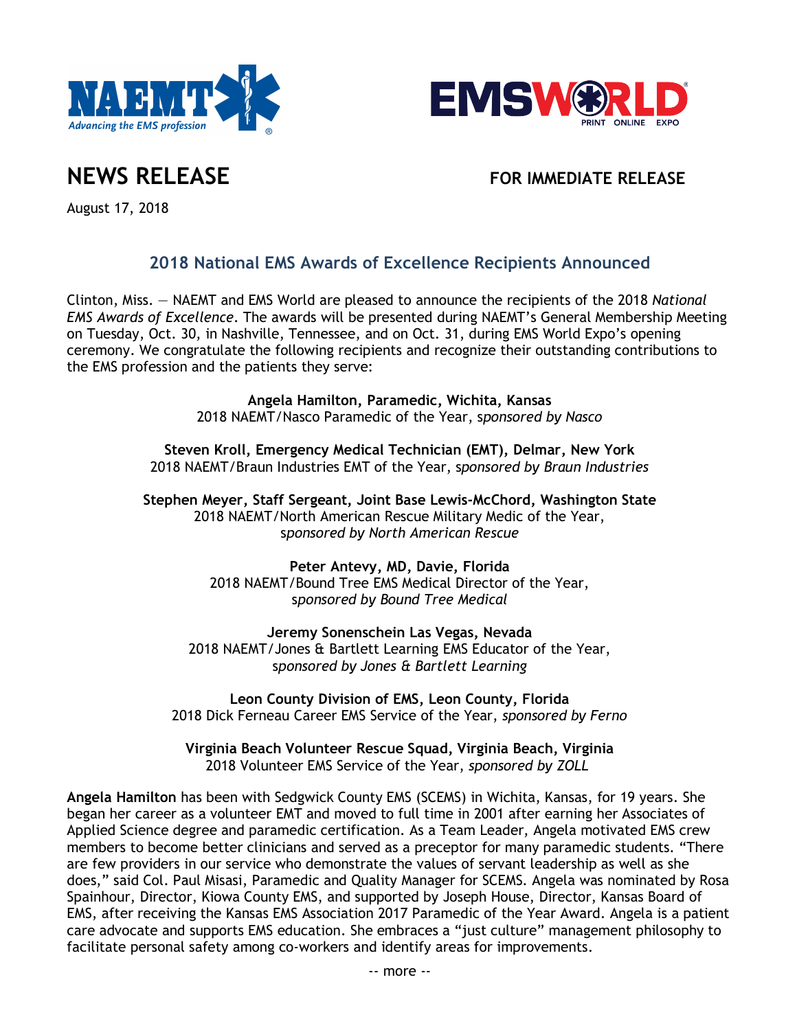# NEWS RELEASE

**FOR IMMEDIATE RELEASE**

August 17, 2018

## 2018 National EMS Awards of Excellence Recipients Announced

Clinton, Miss. — NAEMT and EMS World are pleased to announce the recipients of the 2018 *National EMS Awards of Excellence*. The awards will be presented during NAEMT's General Membership Meeting on Tuesday, Oct. 30, in Nashville, Tennessee, and on Oct. 31, during EMS World Expo's opening ceremony. We congratulate the following recipients and recognize their outstanding contributions to the EMS profession and the patients they serve:

**Angela Hamilton, Paramedic, Wichita, Kansas**
2018 NAEMT/Nasco Paramedic of the Year, s*ponsored by Nasco*

**Steven Kroll, Emergency Medical Technician (EMT), Delmar, New York**
2018 NAEMT/Braun Industries EMT of the Year, s*ponsored by Braun Industries*

**Stephen Meyer, Staff Sergeant, Joint Base Lewis-McChord, Washington State**
2018 NAEMT/North American Rescue Military Medic of the Year,
s*ponsored by North American Rescue*

**Peter Antevy, MD, Davie, Florida**
2018 NAEMT/Bound Tree EMS Medical Director of the Year,
s*ponsored by Bound Tree Medical*

**Jeremy Sonenschein Las Vegas, Nevada**
2018 NAEMT/Jones & Bartlett Learning EMS Educator of the Year,
s*ponsored by Jones & Bartlett Learning*

**Leon County Division of EMS, Leon County, Florida**
2018 Dick Ferneau Career EMS Service of the Year, *sponsored by Ferno*

**Virginia Beach Volunteer Rescue Squad, Virginia Beach, Virginia**
2018 Volunteer EMS Service of the Year, *sponsored by ZOLL*

**Angela Hamilton** has been with Sedgwick County EMS (SCEMS) in Wichita, Kansas, for 19 years. She began her career as a volunteer EMT and moved to full time in 2001 after earning her Associates of Applied Science degree and paramedic certification. As a Team Leader, Angela motivated EMS crew members to become better clinicians and served as a preceptor for many paramedic students. "There are few providers in our service who demonstrate the values of servant leadership as well as she does," said Col. Paul Misasi, Paramedic and Quality Manager for SCEMS. Angela was nominated by Rosa Spainhour, Director, Kiowa County EMS, and supported by Joseph House, Director, Kansas Board of EMS, after receiving the Kansas EMS Association 2017 Paramedic of the Year Award. Angela is a patient care advocate and supports EMS education. She embraces a "just culture" management philosophy to facilitate personal safety among co-workers and identify areas for improvements.

-- more --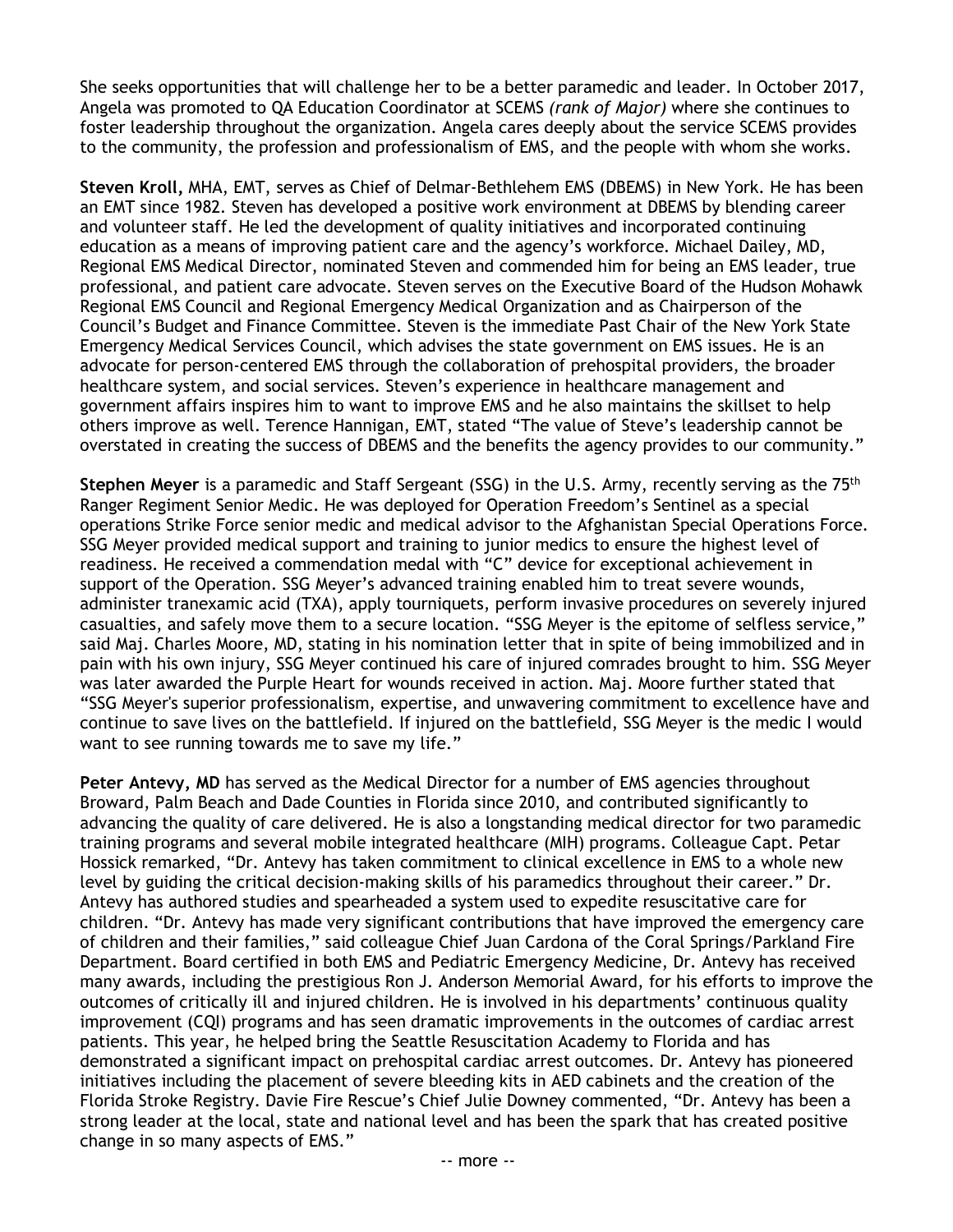She seeks opportunities that will challenge her to be a better paramedic and leader. In October 2017, Angela was promoted to QA Education Coordinator at SCEMS *(rank of Major)* where she continues to foster leadership throughout the organization. Angela cares deeply about the service SCEMS provides to the community, the profession and professionalism of EMS, and the people with whom she works.

**Steven Kroll,** MHA, EMT, serves as Chief of Delmar-Bethlehem EMS (DBEMS) in New York. He has been an EMT since 1982. Steven has developed a positive work environment at DBEMS by blending career and volunteer staff. He led the development of quality initiatives and incorporated continuing education as a means of improving patient care and the agency's workforce. Michael Dailey, MD, Regional EMS Medical Director, nominated Steven and commended him for being an EMS leader, true professional, and patient care advocate. Steven serves on the Executive Board of the Hudson Mohawk Regional EMS Council and Regional Emergency Medical Organization and as Chairperson of the Council's Budget and Finance Committee. Steven is the immediate Past Chair of the New York State Emergency Medical Services Council, which advises the state government on EMS issues. He is an advocate for person-centered EMS through the collaboration of prehospital providers, the broader healthcare system, and social services. Steven's experience in healthcare management and government affairs inspires him to want to improve EMS and he also maintains the skillset to help others improve as well. Terence Hannigan, EMT, stated "The value of Steve's leadership cannot be overstated in creating the success of DBEMS and the benefits the agency provides to our community."

**Stephen Meyer** is a paramedic and Staff Sergeant (SSG) in the U.S. Army, recently serving as the 75th Ranger Regiment Senior Medic. He was deployed for Operation Freedom's Sentinel as a special operations Strike Force senior medic and medical advisor to the Afghanistan Special Operations Force. SSG Meyer provided medical support and training to junior medics to ensure the highest level of readiness. He received a commendation medal with "C" device for exceptional achievement in support of the Operation. SSG Meyer's advanced training enabled him to treat severe wounds, administer tranexamic acid (TXA), apply tourniquets, perform invasive procedures on severely injured casualties, and safely move them to a secure location. "SSG Meyer is the epitome of selfless service," said Maj. Charles Moore, MD, stating in his nomination letter that in spite of being immobilized and in pain with his own injury, SSG Meyer continued his care of injured comrades brought to him. SSG Meyer was later awarded the Purple Heart for wounds received in action. Maj. Moore further stated that "SSG Meyer's superior professionalism, expertise, and unwavering commitment to excellence have and continue to save lives on the battlefield. If injured on the battlefield, SSG Meyer is the medic I would want to see running towards me to save my life."

**Peter Antevy, MD** has served as the Medical Director for a number of EMS agencies throughout Broward, Palm Beach and Dade Counties in Florida since 2010, and contributed significantly to advancing the quality of care delivered. He is also a longstanding medical director for two paramedic training programs and several mobile integrated healthcare (MIH) programs. Colleague Capt. Petar Hossick remarked, "Dr. Antevy has taken commitment to clinical excellence in EMS to a whole new level by guiding the critical decision-making skills of his paramedics throughout their career." Dr. Antevy has authored studies and spearheaded a system used to expedite resuscitative care for children. "Dr. Antevy has made very significant contributions that have improved the emergency care of children and their families," said colleague Chief Juan Cardona of the Coral Springs/Parkland Fire Department. Board certified in both EMS and Pediatric Emergency Medicine, Dr. Antevy has received many awards, including the prestigious Ron J. Anderson Memorial Award, for his efforts to improve the outcomes of critically ill and injured children. He is involved in his departments' continuous quality improvement (CQI) programs and has seen dramatic improvements in the outcomes of cardiac arrest patients. This year, he helped bring the Seattle Resuscitation Academy to Florida and has demonstrated a significant impact on prehospital cardiac arrest outcomes. Dr. Antevy has pioneered initiatives including the placement of severe bleeding kits in AED cabinets and the creation of the Florida Stroke Registry. Davie Fire Rescue's Chief Julie Downey commented, "Dr. Antevy has been a strong leader at the local, state and national level and has been the spark that has created positive change in so many aspects of EMS."

-- more --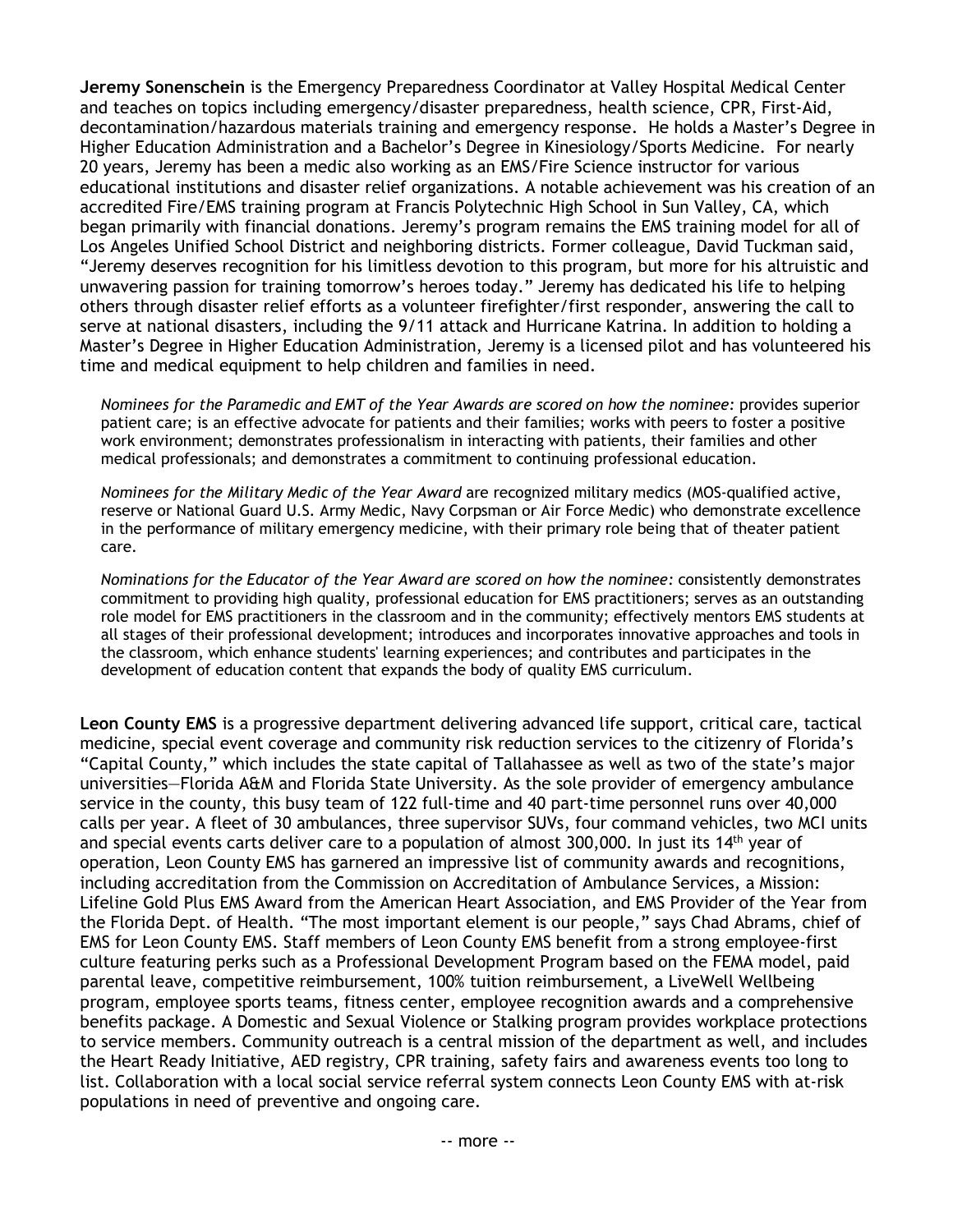**Jeremy Sonenschein** is the Emergency Preparedness Coordinator at Valley Hospital Medical Center and teaches on topics including emergency/disaster preparedness, health science, CPR, First-Aid, decontamination/hazardous materials training and emergency response. He holds a Master's Degree in Higher Education Administration and a Bachelor's Degree in Kinesiology/Sports Medicine. For nearly 20 years, Jeremy has been a medic also working as an EMS/Fire Science instructor for various educational institutions and disaster relief organizations. A notable achievement was his creation of an accredited Fire/EMS training program at Francis Polytechnic High School in Sun Valley, CA, which began primarily with financial donations. Jeremy's program remains the EMS training model for all of Los Angeles Unified School District and neighboring districts. Former colleague, David Tuckman said, "Jeremy deserves recognition for his limitless devotion to this program, but more for his altruistic and unwavering passion for training tomorrow's heroes today." Jeremy has dedicated his life to helping others through disaster relief efforts as a volunteer firefighter/first responder, answering the call to serve at national disasters, including the 9/11 attack and Hurricane Katrina. In addition to holding a Master's Degree in Higher Education Administration, Jeremy is a licensed pilot and has volunteered his time and medical equipment to help children and families in need.

> *Nominees for the Paramedic and EMT of the Year Awards are scored on how the nominee:* provides superior patient care; is an effective advocate for patients and their families; works with peers to foster a positive work environment; demonstrates professionalism in interacting with patients, their families and other medical professionals; and demonstrates a commitment to continuing professional education.
>
> *Nominees for the Military Medic of the Year Award* are recognized military medics (MOS-qualified active, reserve or National Guard U.S. Army Medic, Navy Corpsman or Air Force Medic) who demonstrate excellence in the performance of military emergency medicine, with their primary role being that of theater patient care.
>
> *Nominations for the Educator of the Year Award are scored on how the nominee:* consistently demonstrates commitment to providing high quality, professional education for EMS practitioners; serves as an outstanding role model for EMS practitioners in the classroom and in the community; effectively mentors EMS students at all stages of their professional development; introduces and incorporates innovative approaches and tools in the classroom, which enhance students' learning experiences; and contributes and participates in the development of education content that expands the body of quality EMS curriculum.

**Leon County EMS** is a progressive department delivering advanced life support, critical care, tactical medicine, special event coverage and community risk reduction services to the citizenry of Florida's "Capital County," which includes the state capital of Tallahassee as well as two of the state's major universities—Florida A&M and Florida State University. As the sole provider of emergency ambulance service in the county, this busy team of 122 full-time and 40 part-time personnel runs over 40,000 calls per year. A fleet of 30 ambulances, three supervisor SUVs, four command vehicles, two MCI units and special events carts deliver care to a population of almost 300,000. In just its 14th year of operation, Leon County EMS has garnered an impressive list of community awards and recognitions, including accreditation from the Commission on Accreditation of Ambulance Services, a Mission: Lifeline Gold Plus EMS Award from the American Heart Association, and EMS Provider of the Year from the Florida Dept. of Health. "The most important element is our people," says Chad Abrams, chief of EMS for Leon County EMS. Staff members of Leon County EMS benefit from a strong employee-first culture featuring perks such as a Professional Development Program based on the FEMA model, paid parental leave, competitive reimbursement, 100% tuition reimbursement, a LiveWell Wellbeing program, employee sports teams, fitness center, employee recognition awards and a comprehensive benefits package. A Domestic and Sexual Violence or Stalking program provides workplace protections to service members. Community outreach is a central mission of the department as well, and includes the Heart Ready Initiative, AED registry, CPR training, safety fairs and awareness events too long to list. Collaboration with a local social service referral system connects Leon County EMS with at-risk populations in need of preventive and ongoing care.

-- more --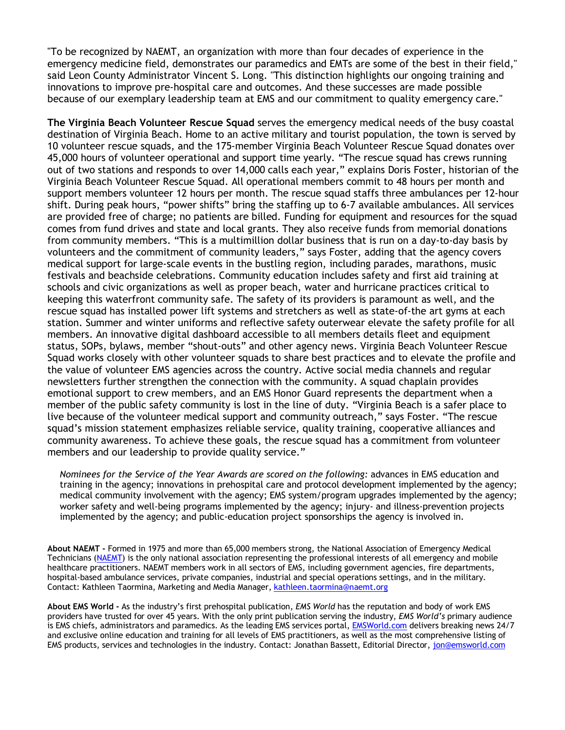"To be recognized by NAEMT, an organization with more than four decades of experience in the emergency medicine field, demonstrates our paramedics and EMTs are some of the best in their field," said Leon County Administrator Vincent S. Long. "This distinction highlights our ongoing training and innovations to improve pre-hospital care and outcomes. And these successes are made possible because of our exemplary leadership team at EMS and our commitment to quality emergency care."

**The Virginia Beach Volunteer Rescue Squad** serves the emergency medical needs of the busy coastal destination of Virginia Beach. Home to an active military and tourist population, the town is served by 10 volunteer rescue squads, and the 175-member Virginia Beach Volunteer Rescue Squad donates over 45,000 hours of volunteer operational and support time yearly. "The rescue squad has crews running out of two stations and responds to over 14,000 calls each year," explains Doris Foster, historian of the Virginia Beach Volunteer Rescue Squad. All operational members commit to 48 hours per month and support members volunteer 12 hours per month. The rescue squad staffs three ambulances per 12-hour shift. During peak hours, "power shifts" bring the staffing up to 6-7 available ambulances. All services are provided free of charge; no patients are billed. Funding for equipment and resources for the squad comes from fund drives and state and local grants. They also receive funds from memorial donations from community members. "This is a multimillion dollar business that is run on a day-to-day basis by volunteers and the commitment of community leaders," says Foster, adding that the agency covers medical support for large-scale events in the bustling region, including parades, marathons, music festivals and beachside celebrations. Community education includes safety and first aid training at schools and civic organizations as well as proper beach, water and hurricane practices critical to keeping this waterfront community safe. The safety of its providers is paramount as well, and the rescue squad has installed power lift systems and stretchers as well as state-of-the art gyms at each station. Summer and winter uniforms and reflective safety outerwear elevate the safety profile for all members. An innovative digital dashboard accessible to all members details fleet and equipment status, SOPs, bylaws, member "shout-outs" and other agency news. Virginia Beach Volunteer Rescue Squad works closely with other volunteer squads to share best practices and to elevate the profile and the value of volunteer EMS agencies across the country. Active social media channels and regular newsletters further strengthen the connection with the community. A squad chaplain provides emotional support to crew members, and an EMS Honor Guard represents the department when a member of the public safety community is lost in the line of duty. "Virginia Beach is a safer place to live because of the volunteer medical support and community outreach," says Foster. "The rescue squad's mission statement emphasizes reliable service, quality training, cooperative alliances and community awareness. To achieve these goals, the rescue squad has a commitment from volunteer members and our leadership to provide quality service."

> *Nominees for the Service of the Year Awards are scored on the following:* advances in EMS education and training in the agency; innovations in prehospital care and protocol development implemented by the agency; medical community involvement with the agency; EMS system/program upgrades implemented by the agency; worker safety and well-being programs implemented by the agency; injury- and illness-prevention projects implemented by the agency; and public-education project sponsorships the agency is involved in.

**About NAEMT -** Formed in 1975 and more than 65,000 members strong, the National Association of Emergency Medical Technicians (NAEMT) is the only national association representing the professional interests of all emergency and mobile healthcare practitioners. NAEMT members work in all sectors of EMS, including government agencies, fire departments, hospital-based ambulance services, private companies, industrial and special operations settings, and in the military. Contact: Kathleen Taormina, Marketing and Media Manager, kathleen.taormina@naemt.org

**About EMS World -** As the industry's first prehospital publication, *EMS World* has the reputation and body of work EMS providers have trusted for over 45 years. With the only print publication serving the industry, *EMS World's* primary audience is EMS chiefs, administrators and paramedics. As the leading EMS services portal, EMSWorld.com delivers breaking news 24/7 and exclusive online education and training for all levels of EMS practitioners, as well as the most comprehensive listing of EMS products, services and technologies in the industry. Contact: Jonathan Bassett, Editorial Director, jon@emsworld.com